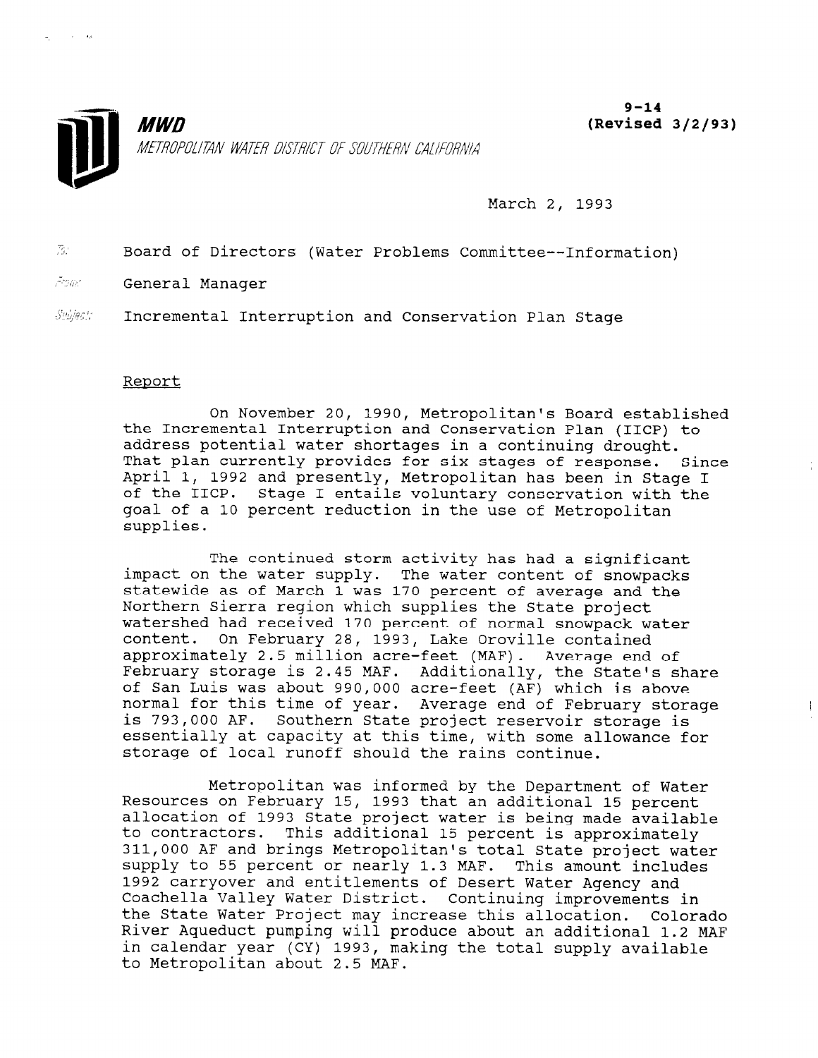**MWD**

METROPOLITAN WATER DISTRICT OF SOUTHERN CALIFORNIA

**9-14**
**(Revised 3/2/93)**

March 2, 1993

To: Board of Directors (Water Problems Committee--Information)

From: General Manager

Subject: Incremental Interruption and Conservation Plan Stage

Report

On November 20, 1990, Metropolitan's Board established the Incremental Interruption and Conservation Plan (IICP) to address potential water shortages in a continuing drought. That plan currently provides for six stages of response. Since April 1, 1992 and presently, Metropolitan has been in Stage I of the IICP. Stage I entails voluntary conservation with the goal of a 10 percent reduction in the use of Metropolitan supplies.

The continued storm activity has had a significant impact on the water supply. The water content of snowpacks statewide as of March 1 was 170 percent of average and the Northern Sierra region which supplies the State project watershed had received 170 percent of normal snowpack water content. On February 28, 1993, Lake Oroville contained approximately 2.5 million acre-feet (MAF). Average end of February storage is 2.45 MAF. Additionally, the State's share of San Luis was about 990,000 acre-feet (AF) which is above normal for this time of year. Average end of February storage is 793,000 AF. Southern State project reservoir storage is essentially at capacity at this time, with some allowance for storage of local runoff should the rains continue.

Metropolitan was informed by the Department of Water Resources on February 15, 1993 that an additional 15 percent allocation of 1993 State project water is being made available to contractors. This additional 15 percent is approximately 311,000 AF and brings Metropolitan's total State project water supply to 55 percent or nearly 1.3 MAF. This amount includes 1992 carryover and entitlements of Desert Water Agency and Coachella Valley Water District. Continuing improvements in the State Water Project may increase this allocation. Colorado River Aqueduct pumping will produce about an additional 1.2 MAF in calendar year (CY) 1993, making the total supply available to Metropolitan about 2.5 MAF.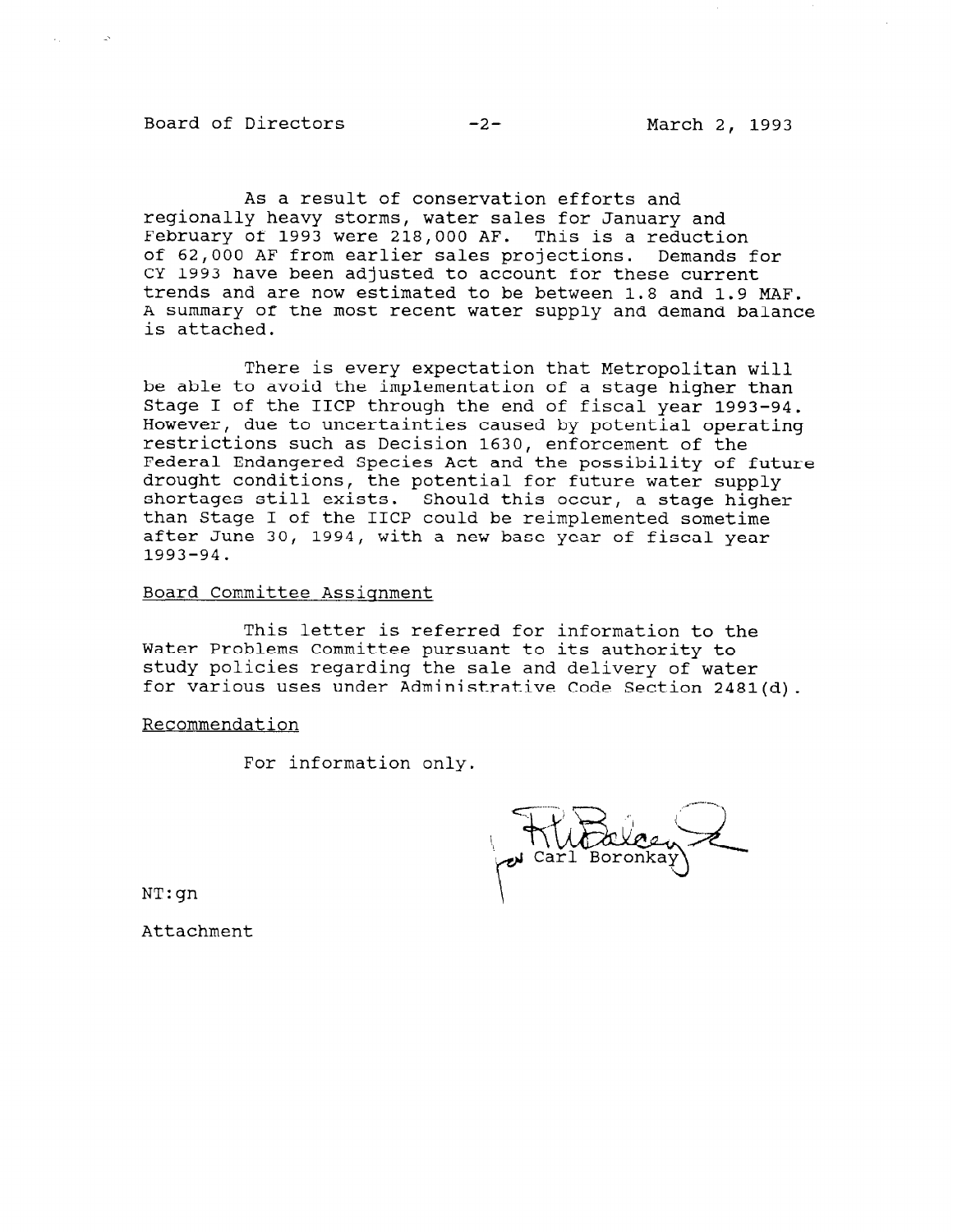As a result of conservation efforts and regionally heavy storms, water sales for January and February of 1993 were 218,000 AF. This is a reduction of 62,000 AF from earlier sales projections. Demands for CY 1993 have been adjusted to account for these current trends and are now estimated to be between 1.8 and 1.9 MAF. A summary of the most recent water supply and demand balance is attached.

There is every expectation that Metropolitan will be able to avoid the implementation of a stage higher than Stage I of the IICP through the end of fiscal year 1993-94. However, due to uncertainties caused by potential operating restrictions such as Decision 1630, enforcement of the Federal Endangered Species Act and the possibility of future drought conditions, the potential for future water supply shortages still exists. Should this occur, a stage higher than Stage I of the IICP could be reimplemented sometime after June 30, 1994, with a new base year of fiscal year 1993-94.

Board Committee Assignment

This letter is referred for information to the Water Problems Committee pursuant to its authority to study policies regarding the sale and delivery of water for various uses under Administrative Code Section 2481(d).

Recommendation

For information only.

for Carl Boronkay

NT:gn

Attachment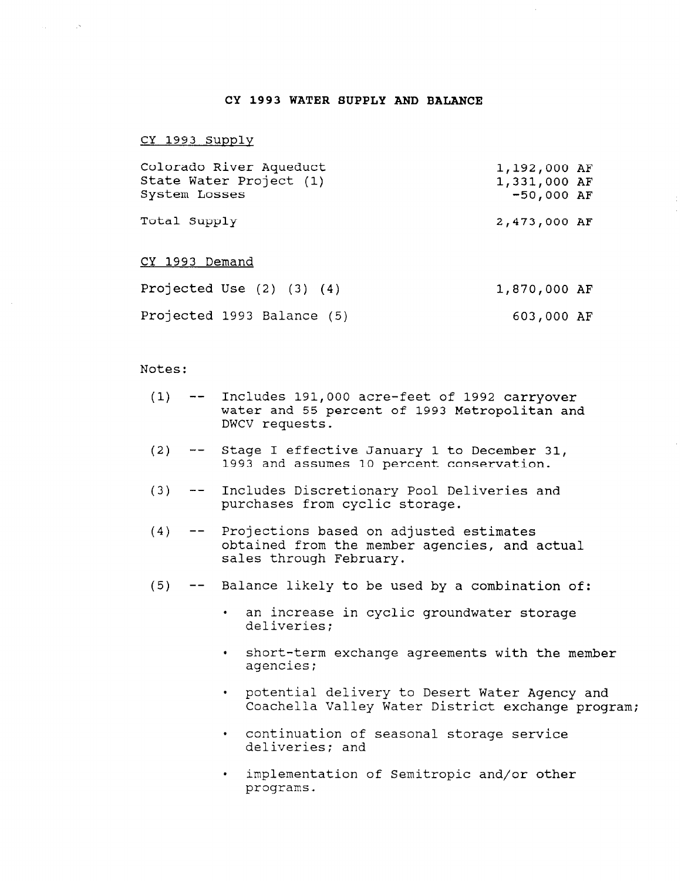# CY 1993 WATER SUPPLY AND BALANCE

## CY 1993 Supply

| | |
|---|---|
| Colorado River Aqueduct | 1,192,000 AF |
| State Water Project (1) | 1,331,000 AF |
| System Losses | -50,000 AF |
| Total Supply | 2,473,000 AF |

## CY 1993 Demand

| | |
|---|---|
| Projected Use (2) (3) (4) | 1,870,000 AF |
| Projected 1993 Balance (5) | 603,000 AF |

Notes:

(1) -- Includes 191,000 acre-feet of 1992 carryover water and 55 percent of 1993 Metropolitan and DWCV requests.

(2) -- Stage I effective January 1 to December 31, 1993 and assumes 10 percent conservation.

(3) -- Includes Discretionary Pool Deliveries and purchases from cyclic storage.

(4) -- Projections based on adjusted estimates obtained from the member agencies, and actual sales through February.

(5) -- Balance likely to be used by a combination of:

- an increase in cyclic groundwater storage deliveries;
- short-term exchange agreements with the member agencies;
- potential delivery to Desert Water Agency and Coachella Valley Water District exchange program;
- continuation of seasonal storage service deliveries; and
- implementation of Semitropic and/or other programs.